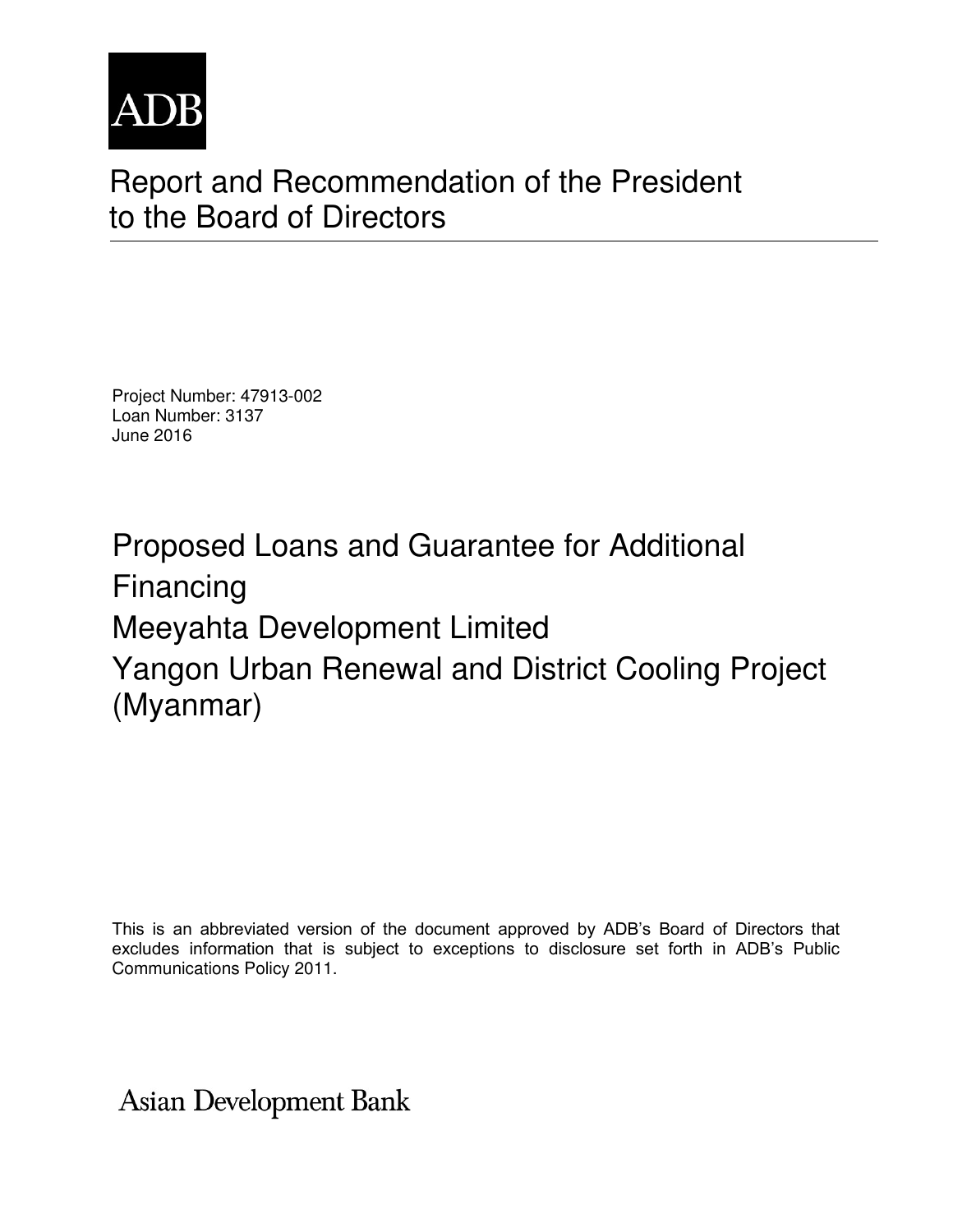ADB

# Report and Recommendation of the President to the Board of Directors

Project Number: 47913-002
Loan Number: 3137
June 2016

## Proposed Loans and Guarantee for Additional Financing
## Meeyahta Development Limited
## Yangon Urban Renewal and District Cooling Project (Myanmar)

This is an abbreviated version of the document approved by ADB's Board of Directors that excludes information that is subject to exceptions to disclosure set forth in ADB's Public Communications Policy 2011.

Asian Development Bank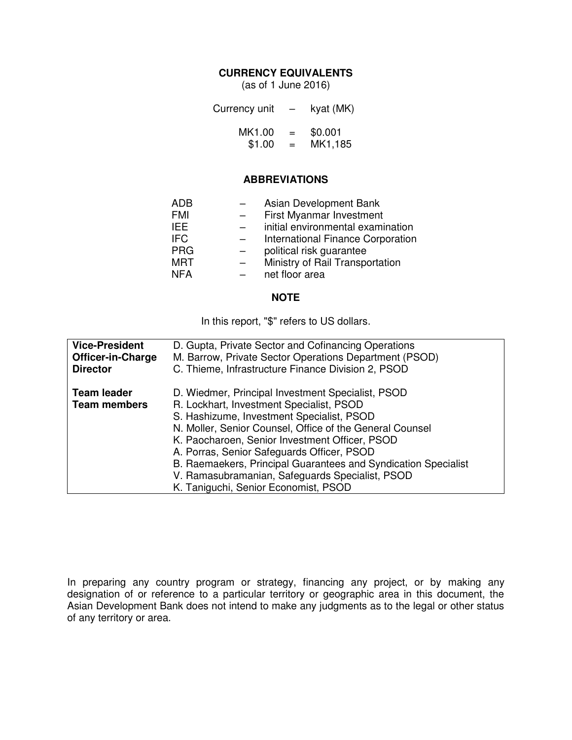## CURRENCY EQUIVALENTS

(as of 1 June 2016)

Currency unit – kyat (MK)

MK1.00 = $0.001
$1.00 = MK1,185

## ABBREVIATIONS

| | | |
|---|---|---|
| ADB | – | Asian Development Bank |
| FMI | – | First Myanmar Investment |
| IEE | – | initial environmental examination |
| IFC | – | International Finance Corporation |
| PRG | – | political risk guarantee |
| MRT | – | Ministry of Rail Transportation |
| NFA | – | net floor area |

## NOTE

In this report, "$" refers to US dollars.

| | |
|---|---|
| **Vice-President** | D. Gupta, Private Sector and Cofinancing Operations |
| **Officer-in-Charge** | M. Barrow, Private Sector Operations Department (PSOD) |
| **Director** | C. Thieme, Infrastructure Finance Division 2, PSOD |
| | |
| **Team leader** | D. Wiedmer, Principal Investment Specialist, PSOD |
| **Team members** | R. Lockhart, Investment Specialist, PSOD |
| | S. Hashizume, Investment Specialist, PSOD |
| | N. Moller, Senior Counsel, Office of the General Counsel |
| | K. Paocharoen, Senior Investment Officer, PSOD |
| | A. Porras, Senior Safeguards Officer, PSOD |
| | B. Raemaekers, Principal Guarantees and Syndication Specialist |
| | V. Ramasubramanian, Safeguards Specialist, PSOD |
| | K. Taniguchi, Senior Economist, PSOD |

In preparing any country program or strategy, financing any project, or by making any designation of or reference to a particular territory or geographic area in this document, the Asian Development Bank does not intend to make any judgments as to the legal or other status of any territory or area.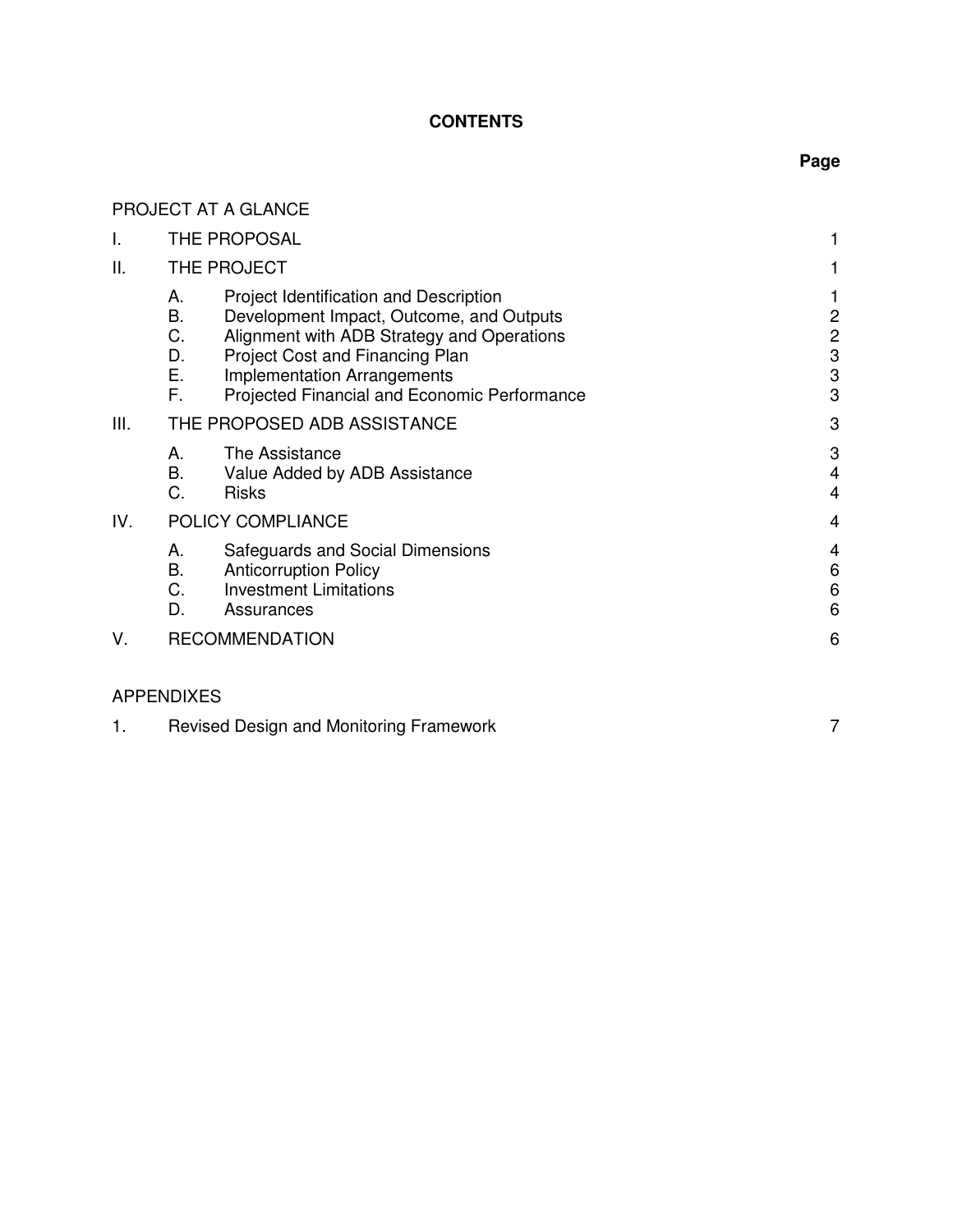**CONTENTS**

| | | | Page |
|---|---|---|---|
| PROJECT AT A GLANCE | | | |
| I. | THE PROPOSAL | | 1 |
| II. | THE PROJECT | | 1 |
| | A. | Project Identification and Description | 1 |
| | B. | Development Impact, Outcome, and Outputs | 2 |
| | C. | Alignment with ADB Strategy and Operations | 2 |
| | D. | Project Cost and Financing Plan | 3 |
| | E. | Implementation Arrangements | 3 |
| | F. | Projected Financial and Economic Performance | 3 |
| III. | THE PROPOSED ADB ASSISTANCE | | 3 |
| | A. | The Assistance | 3 |
| | B. | Value Added by ADB Assistance | 4 |
| | C. | Risks | 4 |
| IV. | POLICY COMPLIANCE | | 4 |
| | A. | Safeguards and Social Dimensions | 4 |
| | B. | Anticorruption Policy | 6 |
| | C. | Investment Limitations | 6 |
| | D. | Assurances | 6 |
| V. | RECOMMENDATION | | 6 |

APPENDIXES

| | | |
|---|---|---|
| 1. | Revised Design and Monitoring Framework | 7 |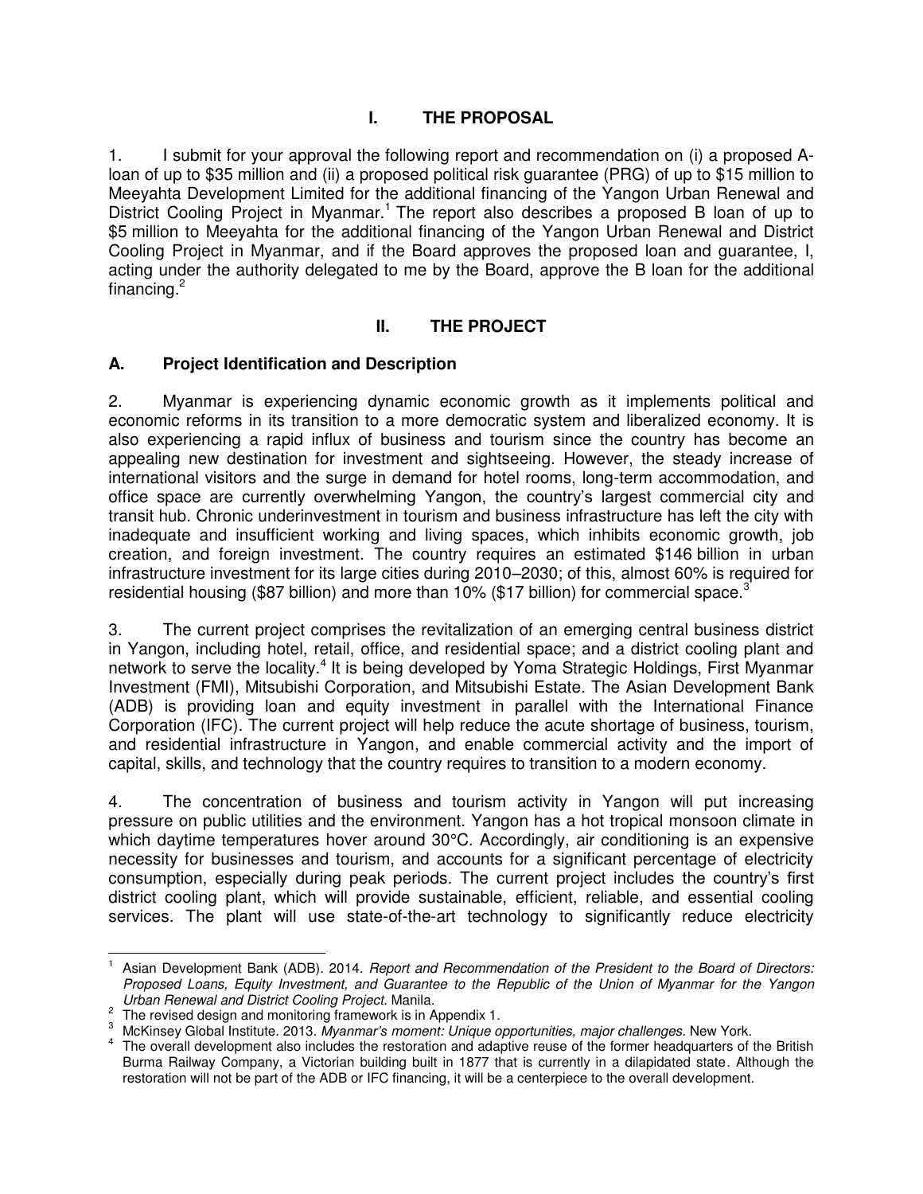## I. THE PROPOSAL

1. I submit for your approval the following report and recommendation on (i) a proposed A-loan of up to $35 million and (ii) a proposed political risk guarantee (PRG) of up to $15 million to Meeyahta Development Limited for the additional financing of the Yangon Urban Renewal and District Cooling Project in Myanmar.[1] The report also describes a proposed B loan of up to $5 million to Meeyahta for the additional financing of the Yangon Urban Renewal and District Cooling Project in Myanmar, and if the Board approves the proposed loan and guarantee, I, acting under the authority delegated to me by the Board, approve the B loan for the additional financing.[2]

## II. THE PROJECT

### A. Project Identification and Description

2. Myanmar is experiencing dynamic economic growth as it implements political and economic reforms in its transition to a more democratic system and liberalized economy. It is also experiencing a rapid influx of business and tourism since the country has become an appealing new destination for investment and sightseeing. However, the steady increase of international visitors and the surge in demand for hotel rooms, long-term accommodation, and office space are currently overwhelming Yangon, the country's largest commercial city and transit hub. Chronic underinvestment in tourism and business infrastructure has left the city with inadequate and insufficient working and living spaces, which inhibits economic growth, job creation, and foreign investment. The country requires an estimated $146 billion in urban infrastructure investment for its large cities during 2010–2030; of this, almost 60% is required for residential housing ($87 billion) and more than 10% ($17 billion) for commercial space.[3]

3. The current project comprises the revitalization of an emerging central business district in Yangon, including hotel, retail, office, and residential space; and a district cooling plant and network to serve the locality.[4] It is being developed by Yoma Strategic Holdings, First Myanmar Investment (FMI), Mitsubishi Corporation, and Mitsubishi Estate. The Asian Development Bank (ADB) is providing loan and equity investment in parallel with the International Finance Corporation (IFC). The current project will help reduce the acute shortage of business, tourism, and residential infrastructure in Yangon, and enable commercial activity and the import of capital, skills, and technology that the country requires to transition to a modern economy.

4. The concentration of business and tourism activity in Yangon will put increasing pressure on public utilities and the environment. Yangon has a hot tropical monsoon climate in which daytime temperatures hover around 30°C. Accordingly, air conditioning is an expensive necessity for businesses and tourism, and accounts for a significant percentage of electricity consumption, especially during peak periods. The current project includes the country's first district cooling plant, which will provide sustainable, efficient, reliable, and essential cooling services. The plant will use state-of-the-art technology to significantly reduce electricity

---

[1] Asian Development Bank (ADB). 2014. *Report and Recommendation of the President to the Board of Directors: Proposed Loans, Equity Investment, and Guarantee to the Republic of the Union of Myanmar for the Yangon Urban Renewal and District Cooling Project.* Manila.

[2] The revised design and monitoring framework is in Appendix 1.

[3] McKinsey Global Institute. 2013. *Myanmar's moment: Unique opportunities, major challenges.* New York.

[4] The overall development also includes the restoration and adaptive reuse of the former headquarters of the British Burma Railway Company, a Victorian building built in 1877 that is currently in a dilapidated state. Although the restoration will not be part of the ADB or IFC financing, it will be a centerpiece to the overall development.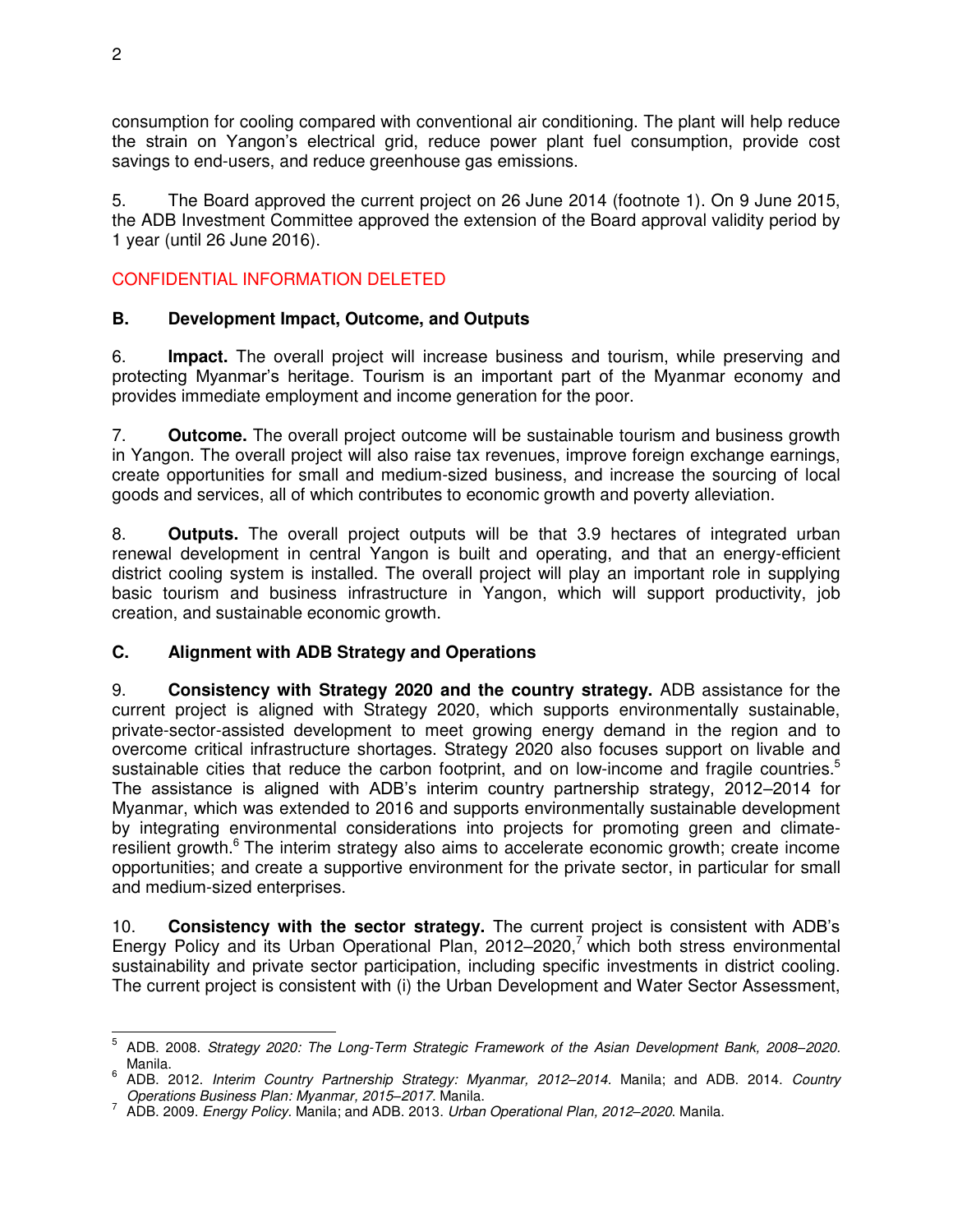consumption for cooling compared with conventional air conditioning. The plant will help reduce the strain on Yangon's electrical grid, reduce power plant fuel consumption, provide cost savings to end-users, and reduce greenhouse gas emissions.

5. The Board approved the current project on 26 June 2014 (footnote 1). On 9 June 2015, the ADB Investment Committee approved the extension of the Board approval validity period by 1 year (until 26 June 2016).

CONFIDENTIAL INFORMATION DELETED

### B. Development Impact, Outcome, and Outputs

6. **Impact.** The overall project will increase business and tourism, while preserving and protecting Myanmar's heritage. Tourism is an important part of the Myanmar economy and provides immediate employment and income generation for the poor.

7. **Outcome.** The overall project outcome will be sustainable tourism and business growth in Yangon. The overall project will also raise tax revenues, improve foreign exchange earnings, create opportunities for small and medium-sized business, and increase the sourcing of local goods and services, all of which contributes to economic growth and poverty alleviation.

8. **Outputs.** The overall project outputs will be that 3.9 hectares of integrated urban renewal development in central Yangon is built and operating, and that an energy-efficient district cooling system is installed. The overall project will play an important role in supplying basic tourism and business infrastructure in Yangon, which will support productivity, job creation, and sustainable economic growth.

### C. Alignment with ADB Strategy and Operations

9. **Consistency with Strategy 2020 and the country strategy.** ADB assistance for the current project is aligned with Strategy 2020, which supports environmentally sustainable, private-sector-assisted development to meet growing energy demand in the region and to overcome critical infrastructure shortages. Strategy 2020 also focuses support on livable and sustainable cities that reduce the carbon footprint, and on low-income and fragile countries.[5] The assistance is aligned with ADB's interim country partnership strategy, 2012–2014 for Myanmar, which was extended to 2016 and supports environmentally sustainable development by integrating environmental considerations into projects for promoting green and climate-resilient growth.[6] The interim strategy also aims to accelerate economic growth; create income opportunities; and create a supportive environment for the private sector, in particular for small and medium-sized enterprises.

10. **Consistency with the sector strategy.** The current project is consistent with ADB's Energy Policy and its Urban Operational Plan, 2012–2020,[7] which both stress environmental sustainability and private sector participation, including specific investments in district cooling. The current project is consistent with (i) the Urban Development and Water Sector Assessment,

---

[5] ADB. 2008. *Strategy 2020: The Long-Term Strategic Framework of the Asian Development Bank, 2008–2020.* Manila.

[6] ADB. 2012. *Interim Country Partnership Strategy: Myanmar, 2012–2014.* Manila; and ADB. 2014. *Country Operations Business Plan: Myanmar, 2015–2017.* Manila.

[7] ADB. 2009. *Energy Policy.* Manila; and ADB. 2013. *Urban Operational Plan, 2012–2020.* Manila.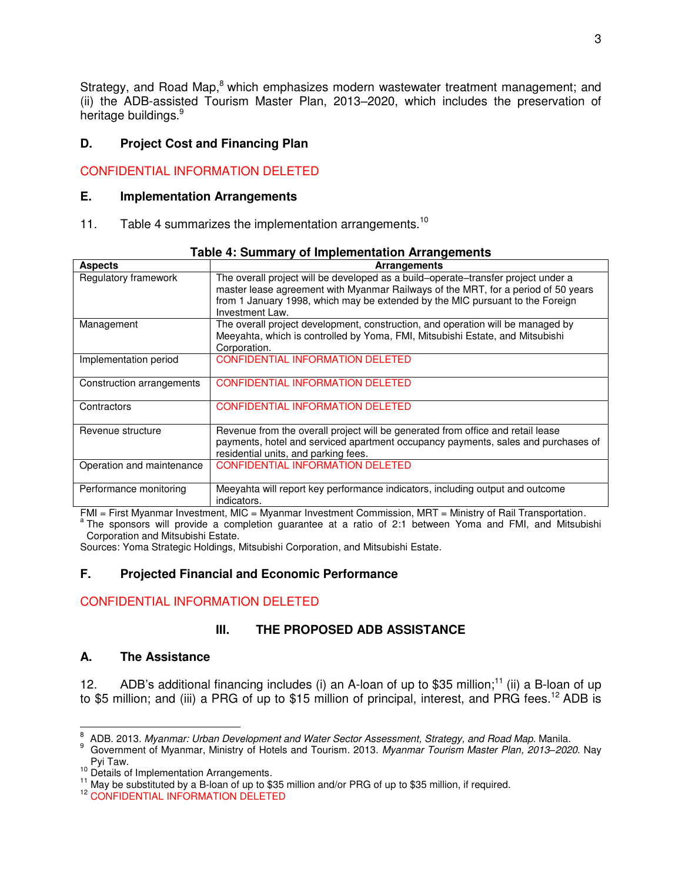Strategy, and Road Map,[8] which emphasizes modern wastewater treatment management; and (ii) the ADB-assisted Tourism Master Plan, 2013–2020, which includes the preservation of heritage buildings.[9]

### D. Project Cost and Financing Plan

CONFIDENTIAL INFORMATION DELETED

### E. Implementation Arrangements

11. Table 4 summarizes the implementation arrangements.[10]

**Table 4: Summary of Implementation Arrangements**

| Aspects | Arrangements |
|---|---|
| Regulatory framework | The overall project will be developed as a build–operate–transfer project under a master lease agreement with Myanmar Railways of the MRT, for a period of 50 years from 1 January 1998, which may be extended by the MIC pursuant to the Foreign Investment Law. |
| Management | The overall project development, construction, and operation will be managed by Meeyahta, which is controlled by Yoma, FMI, Mitsubishi Estate, and Mitsubishi Corporation. |
| Implementation period | CONFIDENTIAL INFORMATION DELETED |
| Construction arrangements | CONFIDENTIAL INFORMATION DELETED |
| Contractors | CONFIDENTIAL INFORMATION DELETED |
| Revenue structure | Revenue from the overall project will be generated from office and retail lease payments, hotel and serviced apartment occupancy payments, sales and purchases of residential units, and parking fees. |
| Operation and maintenance | CONFIDENTIAL INFORMATION DELETED |
| Performance monitoring | Meeyahta will report key performance indicators, including output and outcome indicators. |

FMI = First Myanmar Investment, MIC = Myanmar Investment Commission, MRT = Ministry of Rail Transportation.
[a] The sponsors will provide a completion guarantee at a ratio of 2:1 between Yoma and FMI, and Mitsubishi Corporation and Mitsubishi Estate.
Sources: Yoma Strategic Holdings, Mitsubishi Corporation, and Mitsubishi Estate.

### F. Projected Financial and Economic Performance

CONFIDENTIAL INFORMATION DELETED

## III. THE PROPOSED ADB ASSISTANCE

### A. The Assistance

12. ADB's additional financing includes (i) an A-loan of up to $35 million;[11] (ii) a B-loan of up to $5 million; and (iii) a PRG of up to $15 million of principal, interest, and PRG fees.[12] ADB is

---

[8] ADB. 2013. *Myanmar: Urban Development and Water Sector Assessment, Strategy, and Road Map*. Manila.

[9] Government of Myanmar, Ministry of Hotels and Tourism. 2013. *Myanmar Tourism Master Plan, 2013–2020*. Nay Pyi Taw.

[10] Details of Implementation Arrangements.

[11] May be substituted by a B-loan of up to $35 million and/or PRG of up to $35 million, if required.

[12] CONFIDENTIAL INFORMATION DELETED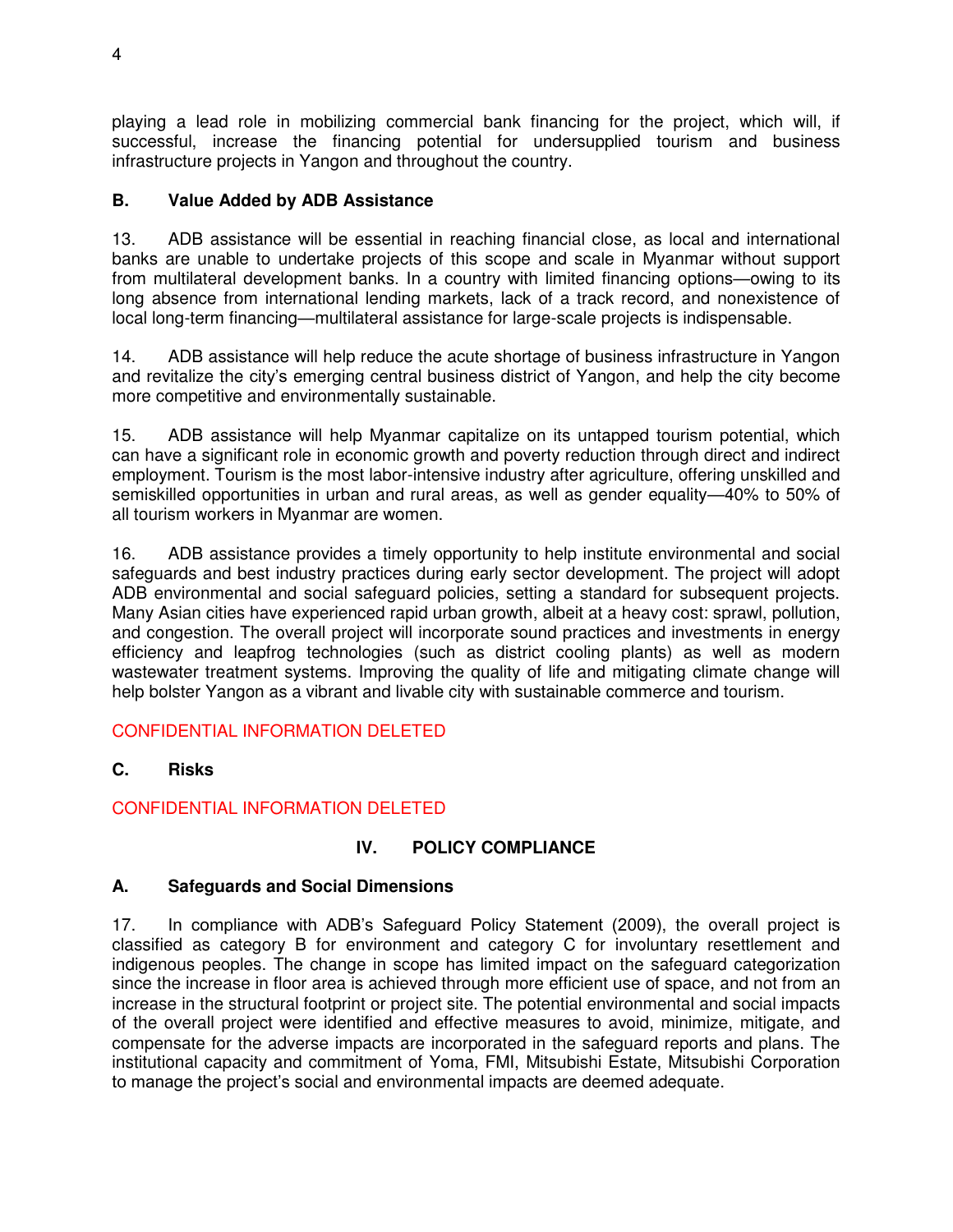playing a lead role in mobilizing commercial bank financing for the project, which will, if successful, increase the financing potential for undersupplied tourism and business infrastructure projects in Yangon and throughout the country.

### B. Value Added by ADB Assistance

13. ADB assistance will be essential in reaching financial close, as local and international banks are unable to undertake projects of this scope and scale in Myanmar without support from multilateral development banks. In a country with limited financing options—owing to its long absence from international lending markets, lack of a track record, and nonexistence of local long-term financing—multilateral assistance for large-scale projects is indispensable.

14. ADB assistance will help reduce the acute shortage of business infrastructure in Yangon and revitalize the city's emerging central business district of Yangon, and help the city become more competitive and environmentally sustainable.

15. ADB assistance will help Myanmar capitalize on its untapped tourism potential, which can have a significant role in economic growth and poverty reduction through direct and indirect employment. Tourism is the most labor-intensive industry after agriculture, offering unskilled and semiskilled opportunities in urban and rural areas, as well as gender equality—40% to 50% of all tourism workers in Myanmar are women.

16. ADB assistance provides a timely opportunity to help institute environmental and social safeguards and best industry practices during early sector development. The project will adopt ADB environmental and social safeguard policies, setting a standard for subsequent projects. Many Asian cities have experienced rapid urban growth, albeit at a heavy cost: sprawl, pollution, and congestion. The overall project will incorporate sound practices and investments in energy efficiency and leapfrog technologies (such as district cooling plants) as well as modern wastewater treatment systems. Improving the quality of life and mitigating climate change will help bolster Yangon as a vibrant and livable city with sustainable commerce and tourism.

CONFIDENTIAL INFORMATION DELETED

### C. Risks

CONFIDENTIAL INFORMATION DELETED

## IV. POLICY COMPLIANCE

### A. Safeguards and Social Dimensions

17. In compliance with ADB's Safeguard Policy Statement (2009), the overall project is classified as category B for environment and category C for involuntary resettlement and indigenous peoples. The change in scope has limited impact on the safeguard categorization since the increase in floor area is achieved through more efficient use of space, and not from an increase in the structural footprint or project site. The potential environmental and social impacts of the overall project were identified and effective measures to avoid, minimize, mitigate, and compensate for the adverse impacts are incorporated in the safeguard reports and plans. The institutional capacity and commitment of Yoma, FMI, Mitsubishi Estate, Mitsubishi Corporation to manage the project's social and environmental impacts are deemed adequate.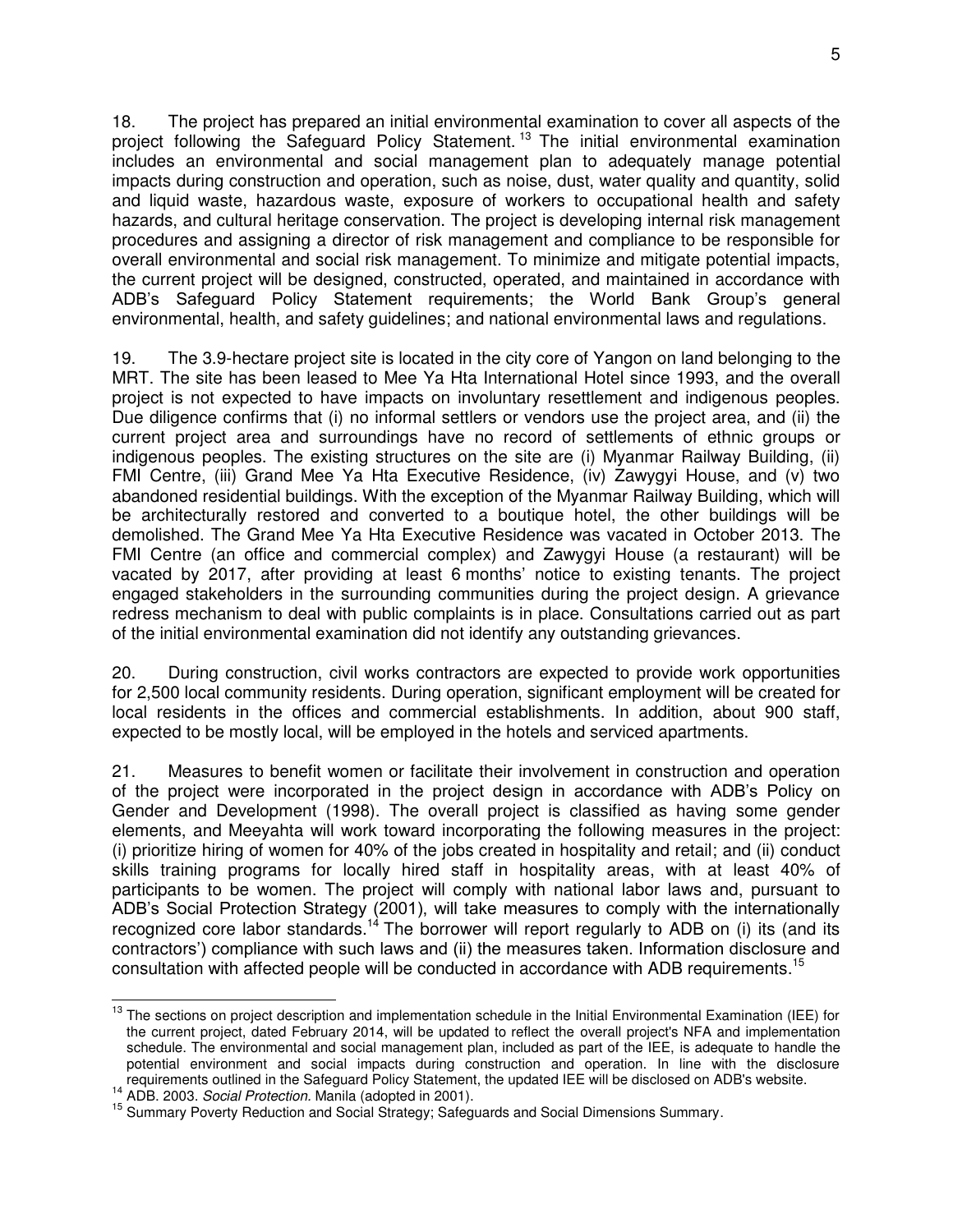18. The project has prepared an initial environmental examination to cover all aspects of the project following the Safeguard Policy Statement.[13] The initial environmental examination includes an environmental and social management plan to adequately manage potential impacts during construction and operation, such as noise, dust, water quality and quantity, solid and liquid waste, hazardous waste, exposure of workers to occupational health and safety hazards, and cultural heritage conservation. The project is developing internal risk management procedures and assigning a director of risk management and compliance to be responsible for overall environmental and social risk management. To minimize and mitigate potential impacts, the current project will be designed, constructed, operated, and maintained in accordance with ADB's Safeguard Policy Statement requirements; the World Bank Group's general environmental, health, and safety guidelines; and national environmental laws and regulations.

19. The 3.9-hectare project site is located in the city core of Yangon on land belonging to the MRT. The site has been leased to Mee Ya Hta International Hotel since 1993, and the overall project is not expected to have impacts on involuntary resettlement and indigenous peoples. Due diligence confirms that (i) no informal settlers or vendors use the project area, and (ii) the current project area and surroundings have no record of settlements of ethnic groups or indigenous peoples. The existing structures on the site are (i) Myanmar Railway Building, (ii) FMI Centre, (iii) Grand Mee Ya Hta Executive Residence, (iv) Zawygyi House, and (v) two abandoned residential buildings. With the exception of the Myanmar Railway Building, which will be architecturally restored and converted to a boutique hotel, the other buildings will be demolished. The Grand Mee Ya Hta Executive Residence was vacated in October 2013. The FMI Centre (an office and commercial complex) and Zawygyi House (a restaurant) will be vacated by 2017, after providing at least 6 months' notice to existing tenants. The project engaged stakeholders in the surrounding communities during the project design. A grievance redress mechanism to deal with public complaints is in place. Consultations carried out as part of the initial environmental examination did not identify any outstanding grievances.

20. During construction, civil works contractors are expected to provide work opportunities for 2,500 local community residents. During operation, significant employment will be created for local residents in the offices and commercial establishments. In addition, about 900 staff, expected to be mostly local, will be employed in the hotels and serviced apartments.

21. Measures to benefit women or facilitate their involvement in construction and operation of the project were incorporated in the project design in accordance with ADB's Policy on Gender and Development (1998). The overall project is classified as having some gender elements, and Meeyahta will work toward incorporating the following measures in the project: (i) prioritize hiring of women for 40% of the jobs created in hospitality and retail; and (ii) conduct skills training programs for locally hired staff in hospitality areas, with at least 40% of participants to be women. The project will comply with national labor laws and, pursuant to ADB's Social Protection Strategy (2001), will take measures to comply with the internationally recognized core labor standards.[14] The borrower will report regularly to ADB on (i) its (and its contractors') compliance with such laws and (ii) the measures taken. Information disclosure and consultation with affected people will be conducted in accordance with ADB requirements.[15]

---

[13] The sections on project description and implementation schedule in the Initial Environmental Examination (IEE) for the current project, dated February 2014, will be updated to reflect the overall project's NFA and implementation schedule. The environmental and social management plan, included as part of the IEE, is adequate to handle the potential environment and social impacts during construction and operation. In line with the disclosure requirements outlined in the Safeguard Policy Statement, the updated IEE will be disclosed on ADB's website.

[14] ADB. 2003. *Social Protection.* Manila (adopted in 2001).

[15] Summary Poverty Reduction and Social Strategy; Safeguards and Social Dimensions Summary.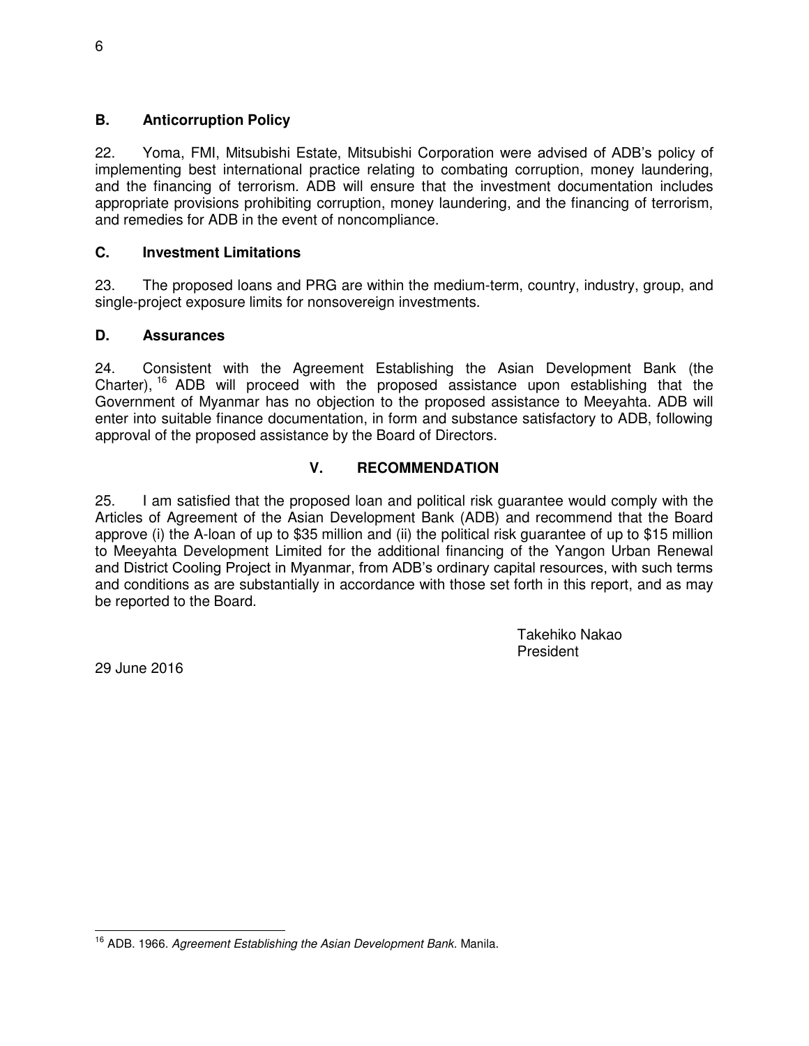### B. Anticorruption Policy

22. Yoma, FMI, Mitsubishi Estate, Mitsubishi Corporation were advised of ADB's policy of implementing best international practice relating to combating corruption, money laundering, and the financing of terrorism. ADB will ensure that the investment documentation includes appropriate provisions prohibiting corruption, money laundering, and the financing of terrorism, and remedies for ADB in the event of noncompliance.

### C. Investment Limitations

23. The proposed loans and PRG are within the medium-term, country, industry, group, and single-project exposure limits for nonsovereign investments.

### D. Assurances

24. Consistent with the Agreement Establishing the Asian Development Bank (the Charter),[16] ADB will proceed with the proposed assistance upon establishing that the Government of Myanmar has no objection to the proposed assistance to Meeyahta. ADB will enter into suitable finance documentation, in form and substance satisfactory to ADB, following approval of the proposed assistance by the Board of Directors.

## V. RECOMMENDATION

25. I am satisfied that the proposed loan and political risk guarantee would comply with the Articles of Agreement of the Asian Development Bank (ADB) and recommend that the Board approve (i) the A-loan of up to $35 million and (ii) the political risk guarantee of up to $15 million to Meeyahta Development Limited for the additional financing of the Yangon Urban Renewal and District Cooling Project in Myanmar, from ADB's ordinary capital resources, with such terms and conditions as are substantially in accordance with those set forth in this report, and as may be reported to the Board.

Takehiko Nakao
President

29 June 2016

[16] ADB. 1966. *Agreement Establishing the Asian Development Bank*. Manila.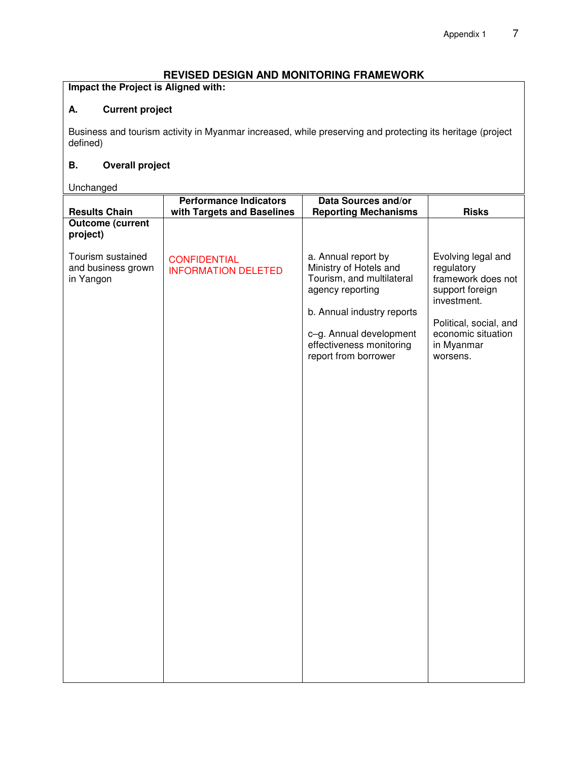## REVISED DESIGN AND MONITORING FRAMEWORK

**Impact the Project is Aligned with:**

**A. Current project**

Business and tourism activity in Myanmar increased, while preserving and protecting its heritage (project defined)

**B. Overall project**

Unchanged

| Results Chain | Performance Indicators with Targets and Baselines | Data Sources and/or Reporting Mechanisms | Risks |
|---|---|---|---|
| **Outcome (current project)**<br><br>Tourism sustained and business grown in Yangon | CONFIDENTIAL INFORMATION DELETED | a. Annual report by Ministry of Hotels and Tourism, and multilateral agency reporting<br><br>b. Annual industry reports<br><br>c–g. Annual development effectiveness monitoring report from borrower | Evolving legal and regulatory framework does not support foreign investment.<br><br>Political, social, and economic situation in Myanmar worsens. |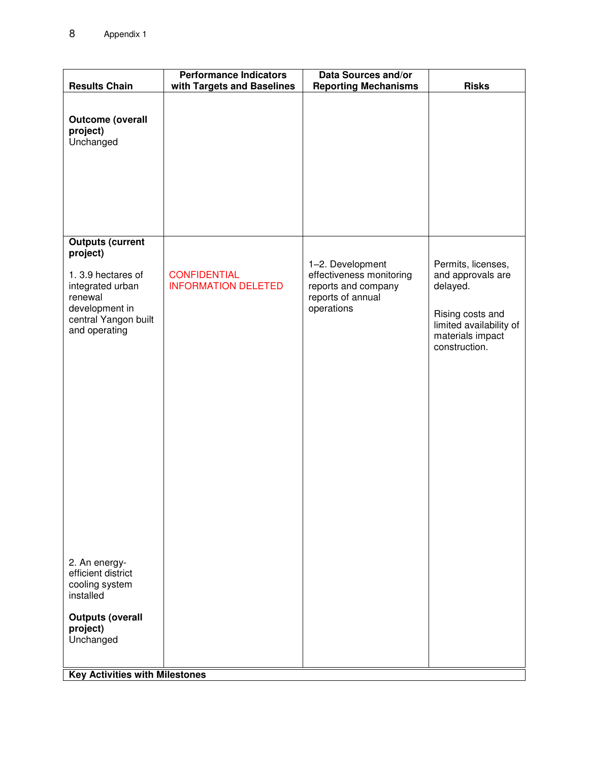| Results Chain | Performance Indicators with Targets and Baselines | Data Sources and/or Reporting Mechanisms | Risks |
|---|---|---|---|
| **Outcome (overall project)** Unchanged | | | |
| **Outputs (current project)** 1. 3.9 hectares of integrated urban renewal development in central Yangon built and operating 2. An energy-efficient district cooling system installed **Outputs (overall project)** Unchanged | CONFIDENTIAL INFORMATION DELETED | 1–2. Development effectiveness monitoring reports and company reports of annual operations | Permits, licenses, and approvals are delayed. Rising costs and limited availability of materials impact construction. |
| **Key Activities with Milestones** | | | |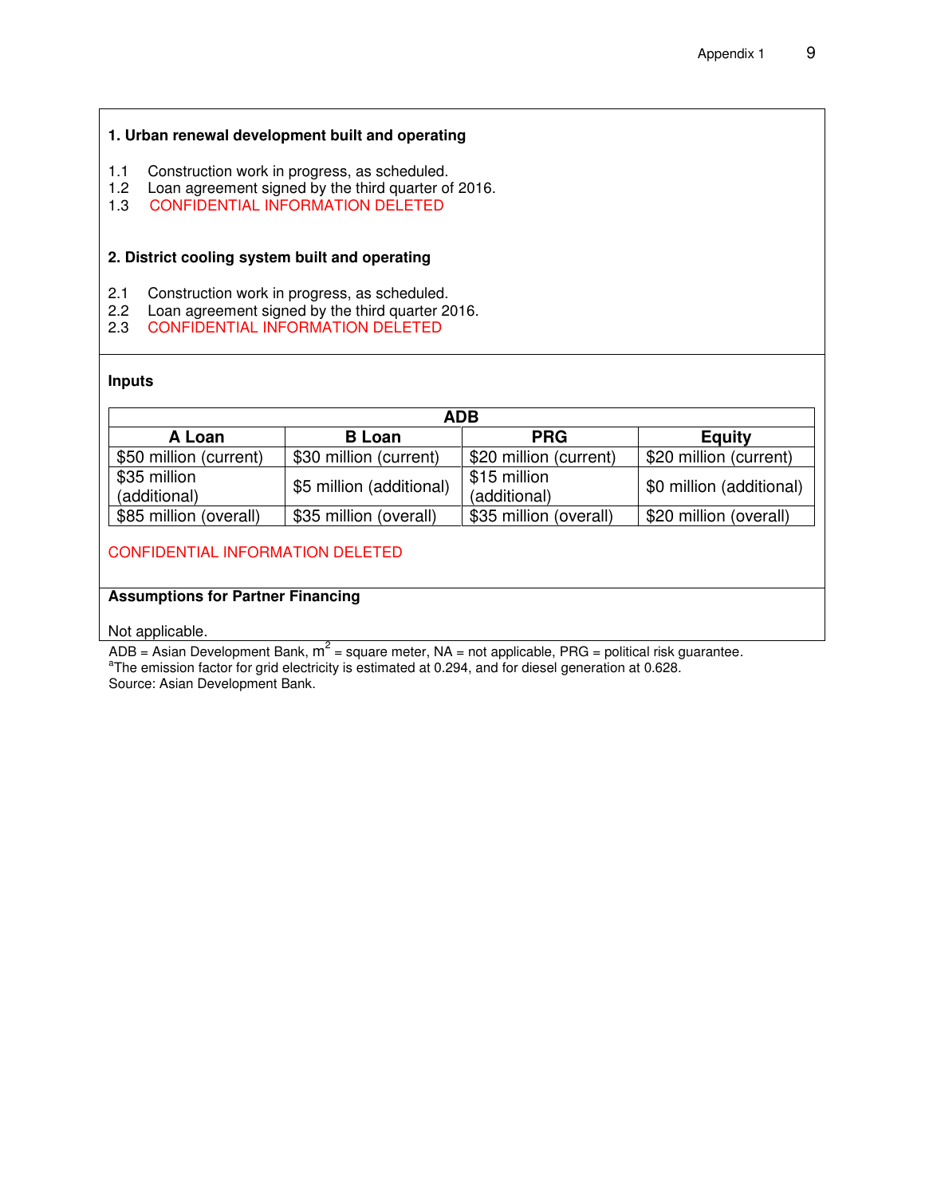**1. Urban renewal development built and operating**

1.1 Construction work in progress, as scheduled.
1.2 Loan agreement signed by the third quarter of 2016.
1.3 CONFIDENTIAL INFORMATION DELETED

**2. District cooling system built and operating**

2.1 Construction work in progress, as scheduled.
2.2 Loan agreement signed by the third quarter 2016.
2.3 CONFIDENTIAL INFORMATION DELETED

**Inputs**

| ADB | | | |
|---|---|---|---|
| **A Loan** | **B Loan** | **PRG** | **Equity** |
| $50 million (current) | $30 million (current) | $20 million (current) | $20 million (current) |
| $35 million (additional) | $5 million (additional) | $15 million (additional) | $0 million (additional) |
| $85 million (overall) | $35 million (overall) | $35 million (overall) | $20 million (overall) |

CONFIDENTIAL INFORMATION DELETED

**Assumptions for Partner Financing**

Not applicable.

ADB = Asian Development Bank, $m^2$ = square meter, NA = not applicable, PRG = political risk guarantee.
[a]The emission factor for grid electricity is estimated at 0.294, and for diesel generation at 0.628.
Source: Asian Development Bank.